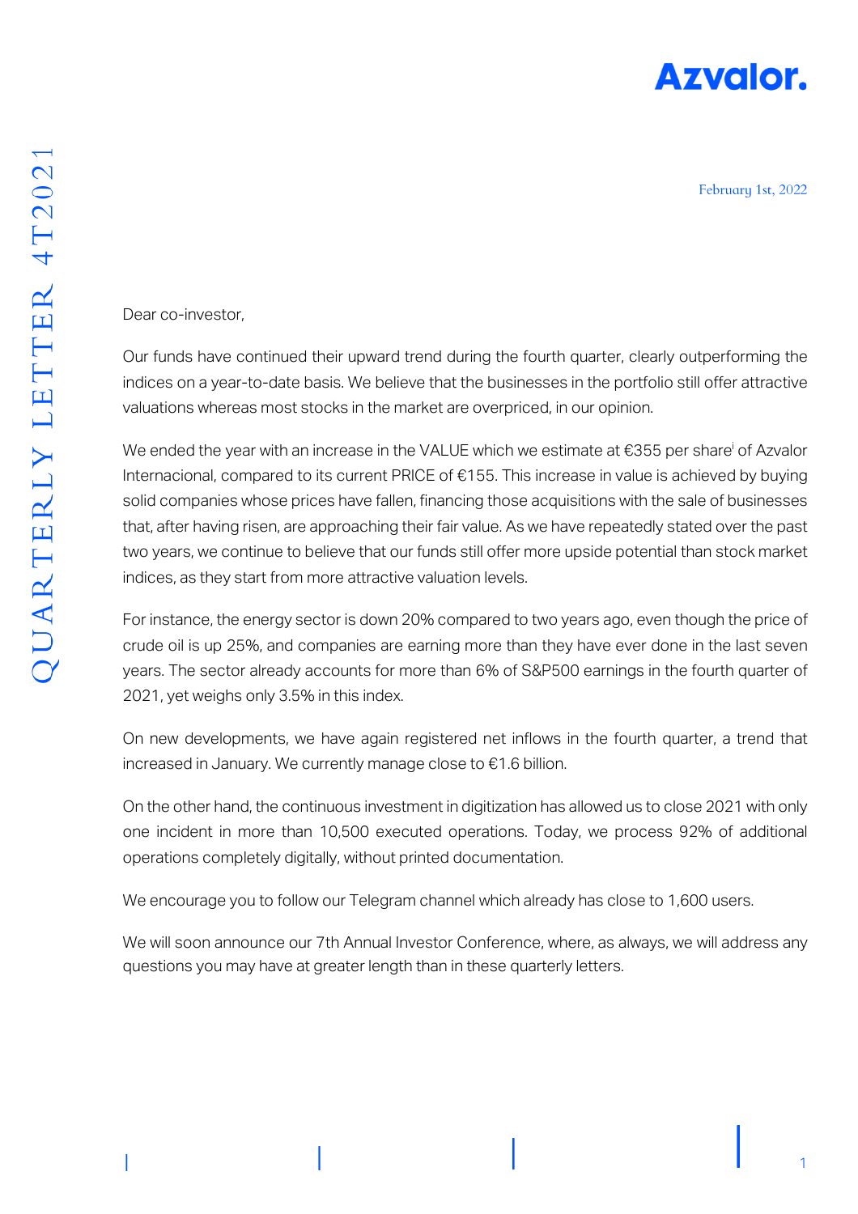# Azvalor.

February 1st, 2022

QUARTERLY LETTER 4T2021

Dear co-investor,

Our funds have continued their upward trend during the fourth quarter, clearly outperforming the indices on a year-to-date basis. We believe that the businesses in the portfolio still offer attractive valuations whereas most stocks in the market are overpriced, in our opinion.

We ended the year with an increase in the VALUE which we estimate at €355 per share[i] of Azvalor Internacional, compared to its current PRICE of €155. This increase in value is achieved by buying solid companies whose prices have fallen, financing those acquisitions with the sale of businesses that, after having risen, are approaching their fair value. As we have repeatedly stated over the past two years, we continue to believe that our funds still offer more upside potential than stock market indices, as they start from more attractive valuation levels.

For instance, the energy sector is down 20% compared to two years ago, even though the price of crude oil is up 25%, and companies are earning more than they have ever done in the last seven years. The sector already accounts for more than 6% of S&P500 earnings in the fourth quarter of 2021, yet weighs only 3.5% in this index.

On new developments, we have again registered net inflows in the fourth quarter, a trend that increased in January. We currently manage close to €1.6 billion.

On the other hand, the continuous investment in digitization has allowed us to close 2021 with only one incident in more than 10,500 executed operations. Today, we process 92% of additional operations completely digitally, without printed documentation.

We encourage you to follow our Telegram channel which already has close to 1,600 users.

We will soon announce our 7th Annual Investor Conference, where, as always, we will address any questions you may have at greater length than in these quarterly letters.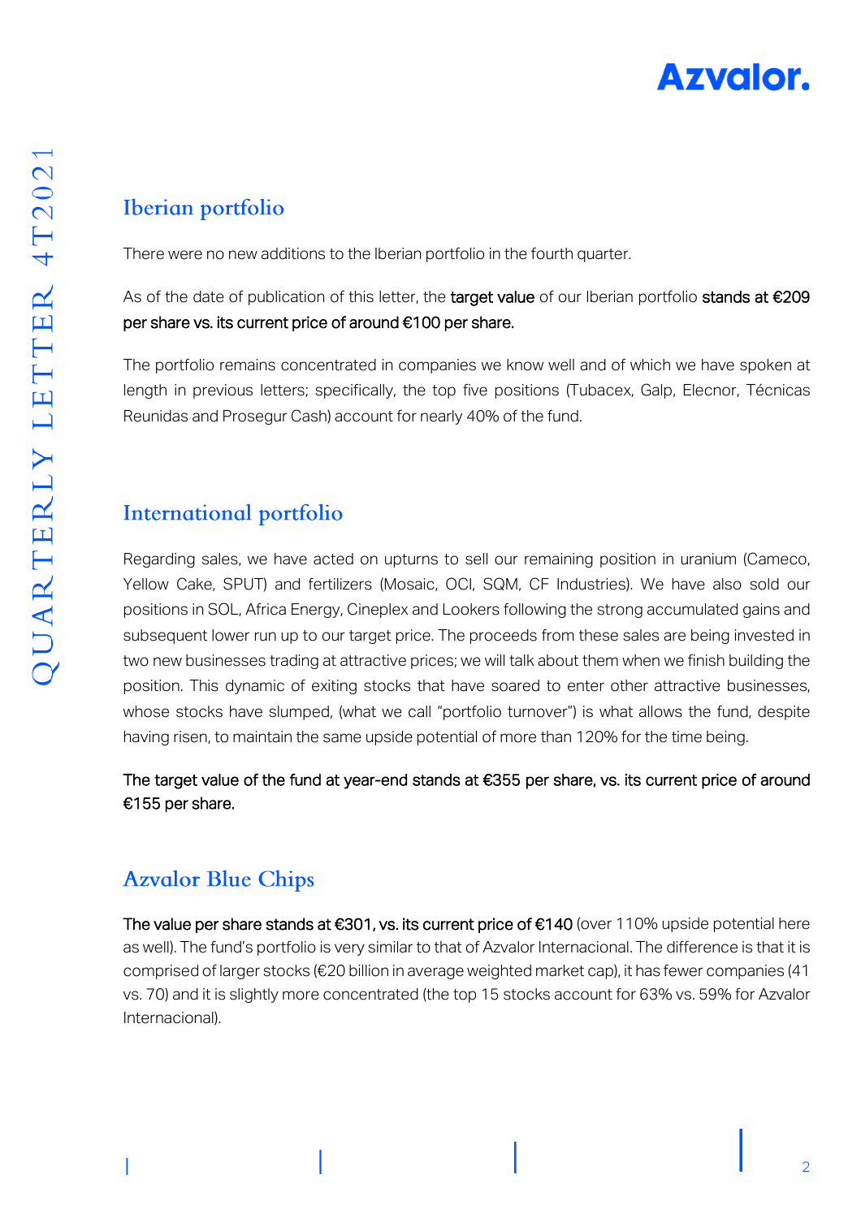## Iberian portfolio

There were no new additions to the Iberian portfolio in the fourth quarter.

As of the date of publication of this letter, the **target value** of our Iberian portfolio **stands at €209 per share vs. its current price of around €100 per share.**

The portfolio remains concentrated in companies we know well and of which we have spoken at length in previous letters; specifically, the top five positions (Tubacex, Galp, Elecnor, Técnicas Reunidas and Prosegur Cash) account for nearly 40% of the fund.

## International portfolio

Regarding sales, we have acted on upturns to sell our remaining position in uranium (Cameco, Yellow Cake, SPUT) and fertilizers (Mosaic, OCI, SQM, CF Industries). We have also sold our positions in SOL, Africa Energy, Cineplex and Lookers following the strong accumulated gains and subsequent lower run up to our target price. The proceeds from these sales are being invested in two new businesses trading at attractive prices; we will talk about them when we finish building the position. This dynamic of exiting stocks that have soared to enter other attractive businesses, whose stocks have slumped, (what we call "portfolio turnover") is what allows the fund, despite having risen, to maintain the same upside potential of more than 120% for the time being.

**The target value of the fund at year-end stands at €355 per share, vs. its current price of around €155 per share.**

## Azvalor Blue Chips

**The value per share stands at €301, vs. its current price of €140** (over 110% upside potential here as well). The fund's portfolio is very similar to that of Azvalor Internacional. The difference is that it is comprised of larger stocks (€20 billion in average weighted market cap), it has fewer companies (41 vs. 70) and it is slightly more concentrated (the top 15 stocks account for 63% vs. 59% for Azvalor Internacional).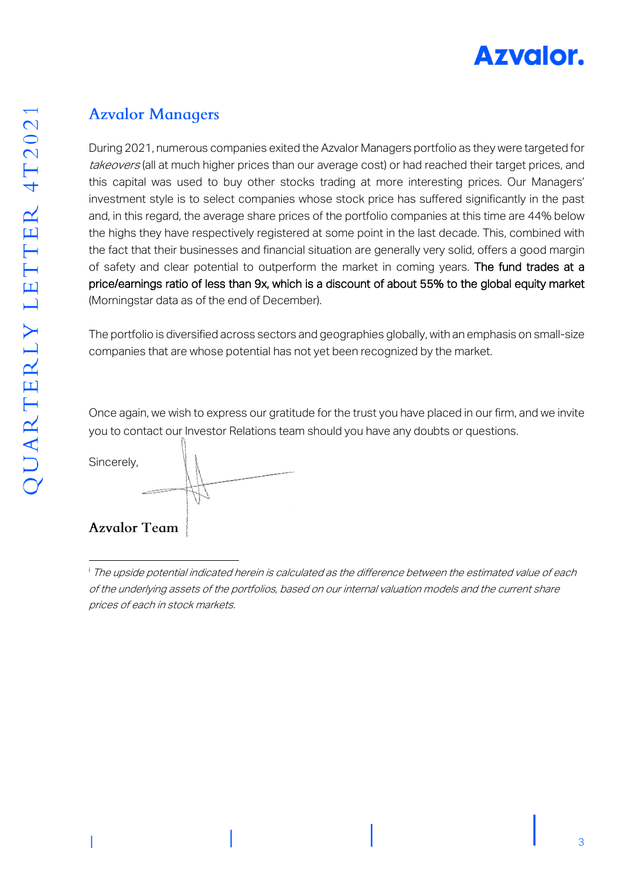## Azvalor Managers

During 2021, numerous companies exited the Azvalor Managers portfolio as they were targeted for *takeovers* (all at much higher prices than our average cost) or had reached their target prices, and this capital was used to buy other stocks trading at more interesting prices. Our Managers' investment style is to select companies whose stock price has suffered significantly in the past and, in this regard, the average share prices of the portfolio companies at this time are 44% below the highs they have respectively registered at some point in the last decade. This, combined with the fact that their businesses and financial situation are generally very solid, offers a good margin of safety and clear potential to outperform the market in coming years. The fund trades at a price/earnings ratio of less than 9x, which is a discount of about 55% to the global equity market (Morningstar data as of the end of December).

The portfolio is diversified across sectors and geographies globally, with an emphasis on small-size companies that are whose potential has not yet been recognized by the market.

Once again, we wish to express our gratitude for the trust you have placed in our firm, and we invite you to contact our Investor Relations team should you have any doubts or questions.

Sincerely,

**Azvalor Team**

---

[i] *The upside potential indicated herein is calculated as the difference between the estimated value of each of the underlying assets of the portfolios, based on our internal valuation models and the current share prices of each in stock markets.*